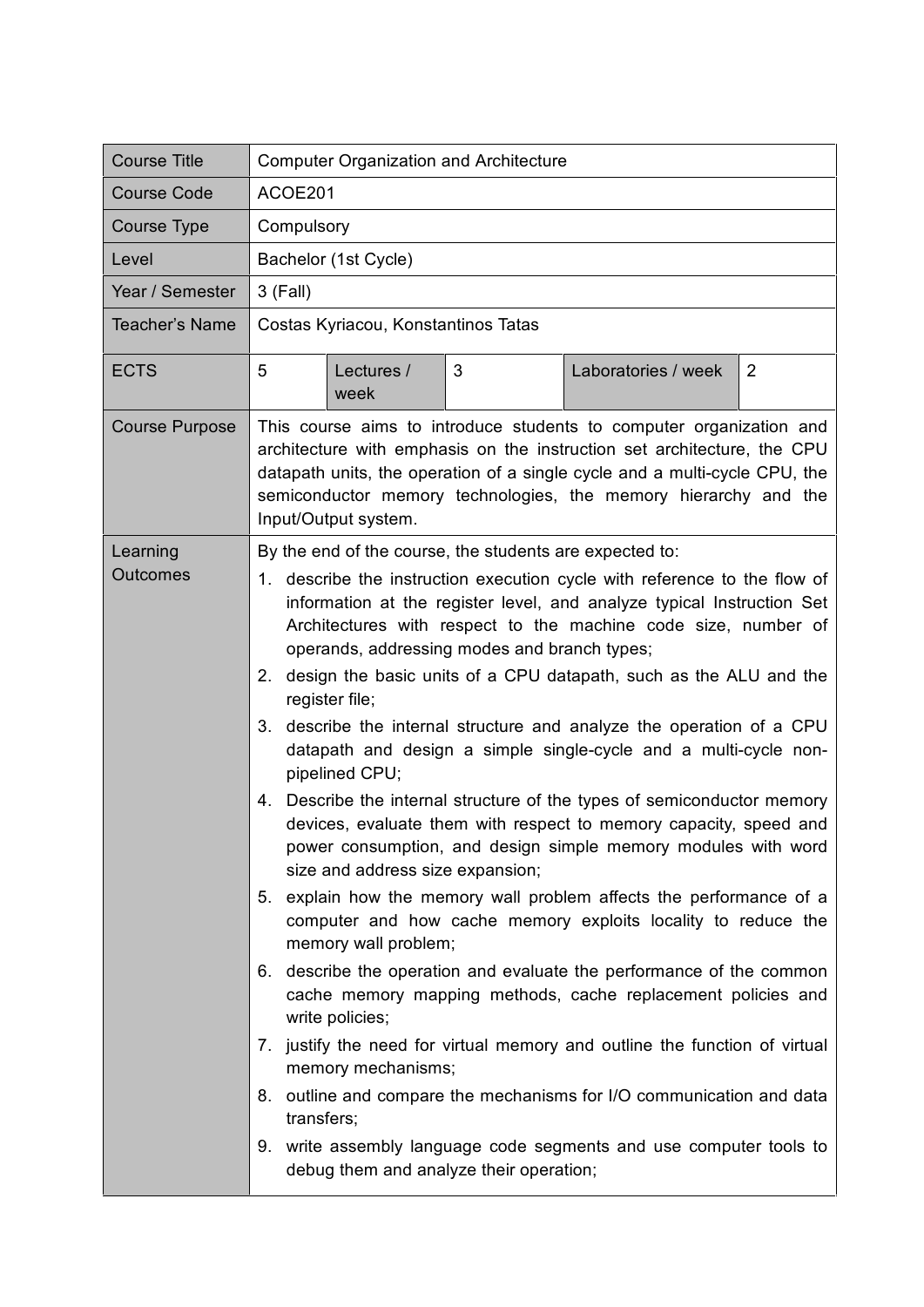| Course Title | Computer Organization and Architecture | | | | |
|---|---|---|---|---|---|
| Course Code | ACOE201 | | | | |
| Course Type | Compulsory | | | | |
| Level | Bachelor (1st Cycle) | | | | |
| Year / Semester | 3 (Fall) | | | | |
| Teacher's Name | Costas Kyriacou, Konstantinos Tatas | | | | |
| ECTS | 5 | Lectures / week | 3 | Laboratories / week | 2 |
| Course Purpose | This course aims to introduce students to computer organization and architecture with emphasis on the instruction set architecture, the CPU datapath units, the operation of a single cycle and a multi-cycle CPU, the semiconductor memory technologies, the memory hierarchy and the Input/Output system. | | | | |
| Learning Outcomes | By the end of the course, the students are expected to:<br>1. describe the instruction execution cycle with reference to the flow of information at the register level, and analyze typical Instruction Set Architectures with respect to the machine code size, number of operands, addressing modes and branch types;<br>2. design the basic units of a CPU datapath, such as the ALU and the register file;<br>3. describe the internal structure and analyze the operation of a CPU datapath and design a simple single-cycle and a multi-cycle non-pipelined CPU;<br>4. Describe the internal structure of the types of semiconductor memory devices, evaluate them with respect to memory capacity, speed and power consumption, and design simple memory modules with word size and address size expansion;<br>5. explain how the memory wall problem affects the performance of a computer and how cache memory exploits locality to reduce the memory wall problem;<br>6. describe the operation and evaluate the performance of the common cache memory mapping methods, cache replacement policies and write policies;<br>7. justify the need for virtual memory and outline the function of virtual memory mechanisms;<br>8. outline and compare the mechanisms for I/O communication and data transfers;<br>9. write assembly language code segments and use computer tools to debug them and analyze their operation; | | | | |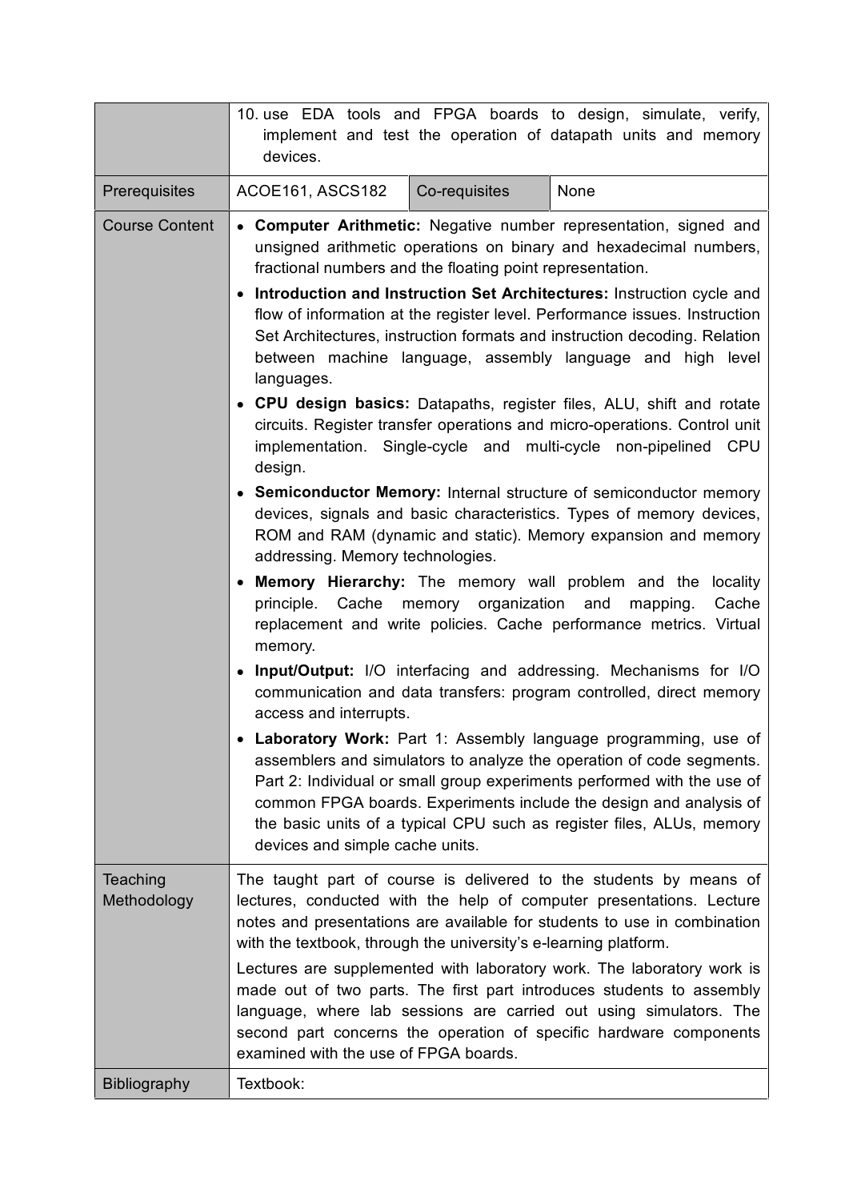| | | | |
|---|---|---|---|
| | 10. use EDA tools and FPGA boards to design, simulate, verify, implement and test the operation of datapath units and memory devices. | | |
| Prerequisites | ACOE161, ASCS182 | Co-requisites | None |
| Course Content | • **Computer Arithmetic:** Negative number representation, signed and unsigned arithmetic operations on binary and hexadecimal numbers, fractional numbers and the floating point representation.<br>• **Introduction and Instruction Set Architectures:** Instruction cycle and flow of information at the register level. Performance issues. Instruction Set Architectures, instruction formats and instruction decoding. Relation between machine language, assembly language and high level languages.<br>• **CPU design basics:** Datapaths, register files, ALU, shift and rotate circuits. Register transfer operations and micro-operations. Control unit implementation. Single-cycle and multi-cycle non-pipelined CPU design.<br>• **Semiconductor Memory:** Internal structure of semiconductor memory devices, signals and basic characteristics. Types of memory devices, ROM and RAM (dynamic and static). Memory expansion and memory addressing. Memory technologies.<br>• **Memory Hierarchy:** The memory wall problem and the locality principle. Cache memory organization and mapping. Cache replacement and write policies. Cache performance metrics. Virtual memory.<br>• **Input/Output:** I/O interfacing and addressing. Mechanisms for I/O communication and data transfers: program controlled, direct memory access and interrupts.<br>• **Laboratory Work:** Part 1: Assembly language programming, use of assemblers and simulators to analyze the operation of code segments. Part 2: Individual or small group experiments performed with the use of common FPGA boards. Experiments include the design and analysis of the basic units of a typical CPU such as register files, ALUs, memory devices and simple cache units. | | |
| Teaching Methodology | The taught part of course is delivered to the students by means of lectures, conducted with the help of computer presentations. Lecture notes and presentations are available for students to use in combination with the textbook, through the university's e-learning platform.<br><br>Lectures are supplemented with laboratory work. The laboratory work is made out of two parts. The first part introduces students to assembly language, where lab sessions are carried out using simulators. The second part concerns the operation of specific hardware components examined with the use of FPGA boards. | | |
| Bibliography | Textbook: | | |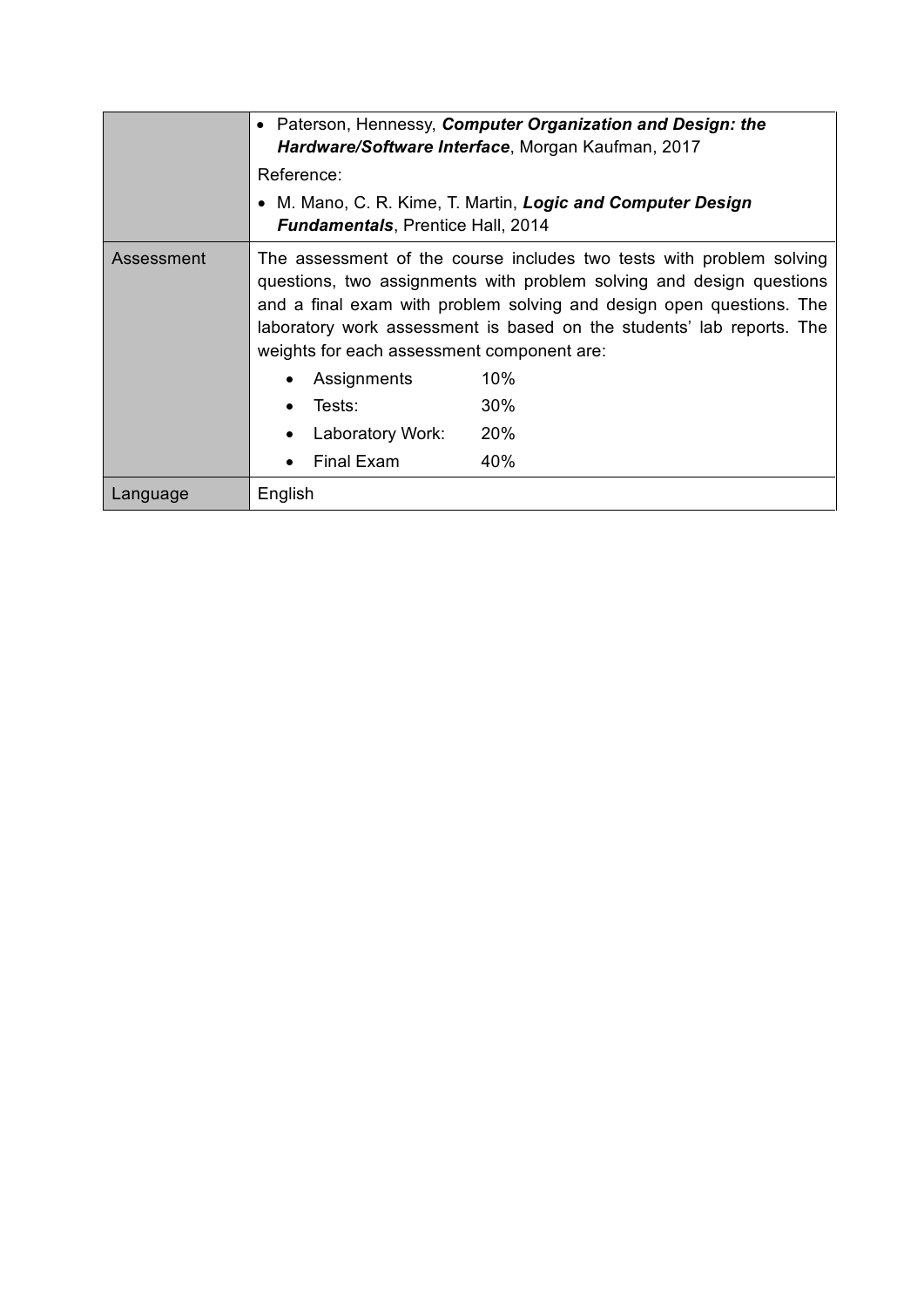| | |
|---|---|
| | • Paterson, Hennessy, ***Computer Organization and Design: the Hardware/Software Interface***, Morgan Kaufman, 2017<br>Reference:<br>• M. Mano, C. R. Kime, T. Martin, ***Logic and Computer Design Fundamentals***, Prentice Hall, 2014 |
| Assessment | The assessment of the course includes two tests with problem solving questions, two assignments with problem solving and design questions and a final exam with problem solving and design open questions. The laboratory work assessment is based on the students' lab reports. The weights for each assessment component are:<br>• Assignments 10%<br>• Tests: 30%<br>• Laboratory Work: 20%<br>• Final Exam 40% |
| Language | English |